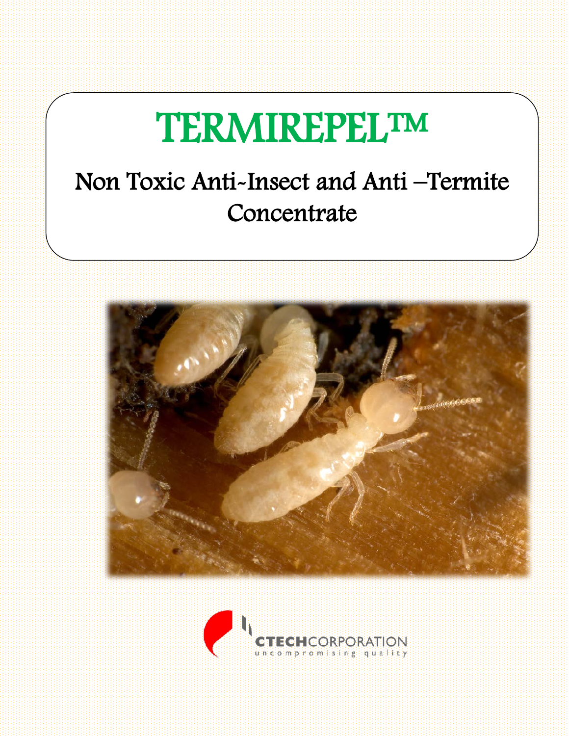# TERMIREPEL™

## Non Toxic Anti-Insect and Anti –Termite Concentrate

CTECHCORPORATION

uncompromising quality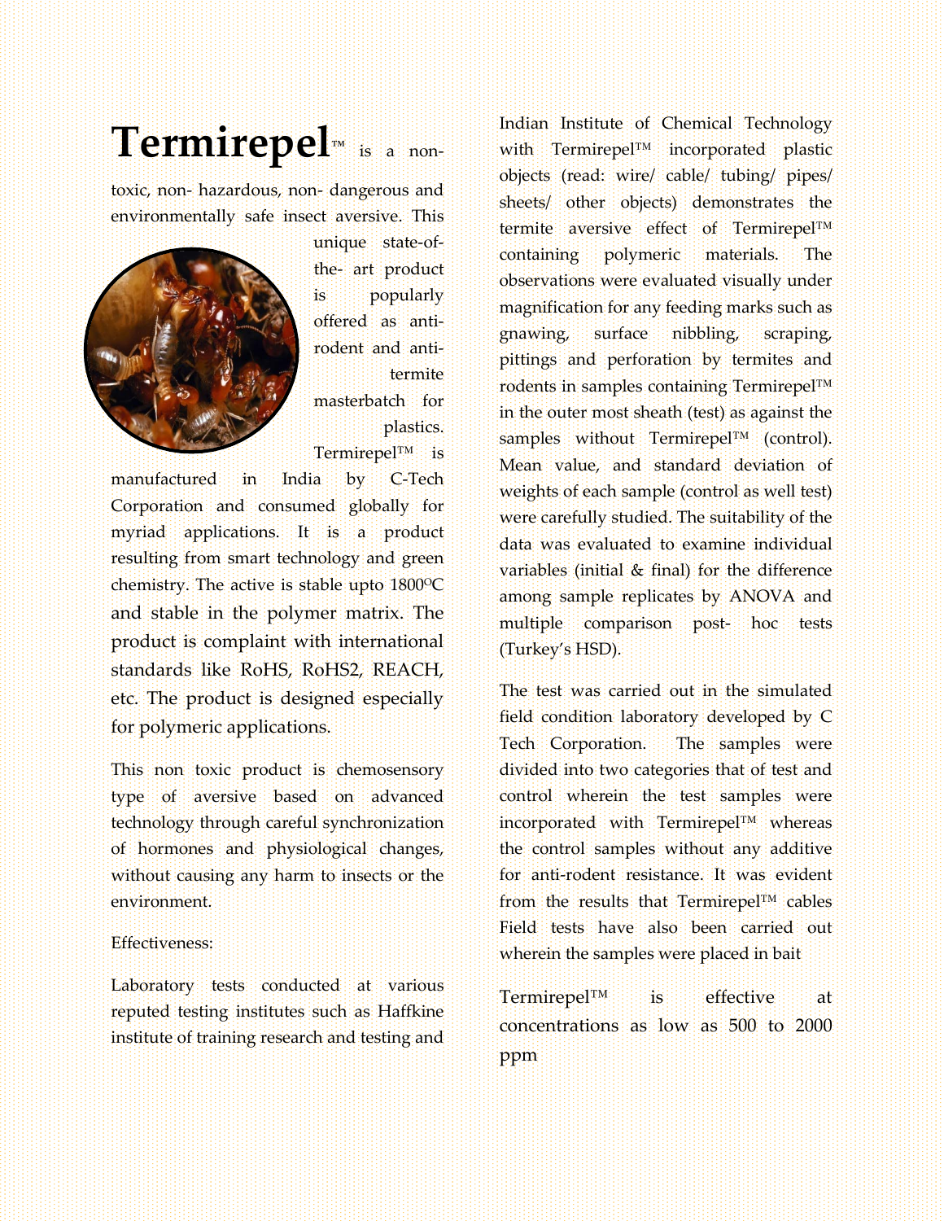**Termirepel**™ is a non-toxic, non- hazardous, non- dangerous and environmentally safe insect aversive. This unique state-of-the- art product is popularly offered as anti-rodent and anti-termite masterbatch for plastics. Termirepel™ is manufactured in India by C-Tech Corporation and consumed globally for myriad applications. It is a product resulting from smart technology and green chemistry. The active is stable upto 1800ºC and stable in the polymer matrix. The product is complaint with international standards like RoHS, RoHS2, REACH, etc. The product is designed especially for polymeric applications.

This non toxic product is chemosensory type of aversive based on advanced technology through careful synchronization of hormones and physiological changes, without causing any harm to insects or the environment.

Effectiveness:

Laboratory tests conducted at various reputed testing institutes such as Haffkine institute of training research and testing and Indian Institute of Chemical Technology with Termirepel™ incorporated plastic objects (read: wire/ cable/ tubing/ pipes/ sheets/ other objects) demonstrates the termite aversive effect of Termirepel™ containing polymeric materials. The observations were evaluated visually under magnification for any feeding marks such as gnawing, surface nibbling, scraping, pittings and perforation by termites and rodents in samples containing Termirepel™ in the outer most sheath (test) as against the samples without Termirepel™ (control). Mean value, and standard deviation of weights of each sample (control as well test) were carefully studied. The suitability of the data was evaluated to examine individual variables (initial & final) for the difference among sample replicates by ANOVA and multiple comparison post- hoc tests (Turkey's HSD).

The test was carried out in the simulated field condition laboratory developed by C Tech Corporation. The samples were divided into two categories that of test and control wherein the test samples were incorporated with Termirepel™ whereas the control samples without any additive for anti-rodent resistance. It was evident from the results that Termirepel™ cables Field tests have also been carried out wherein the samples were placed in bait

Termirepel™ is effective at concentrations as low as 500 to 2000 ppm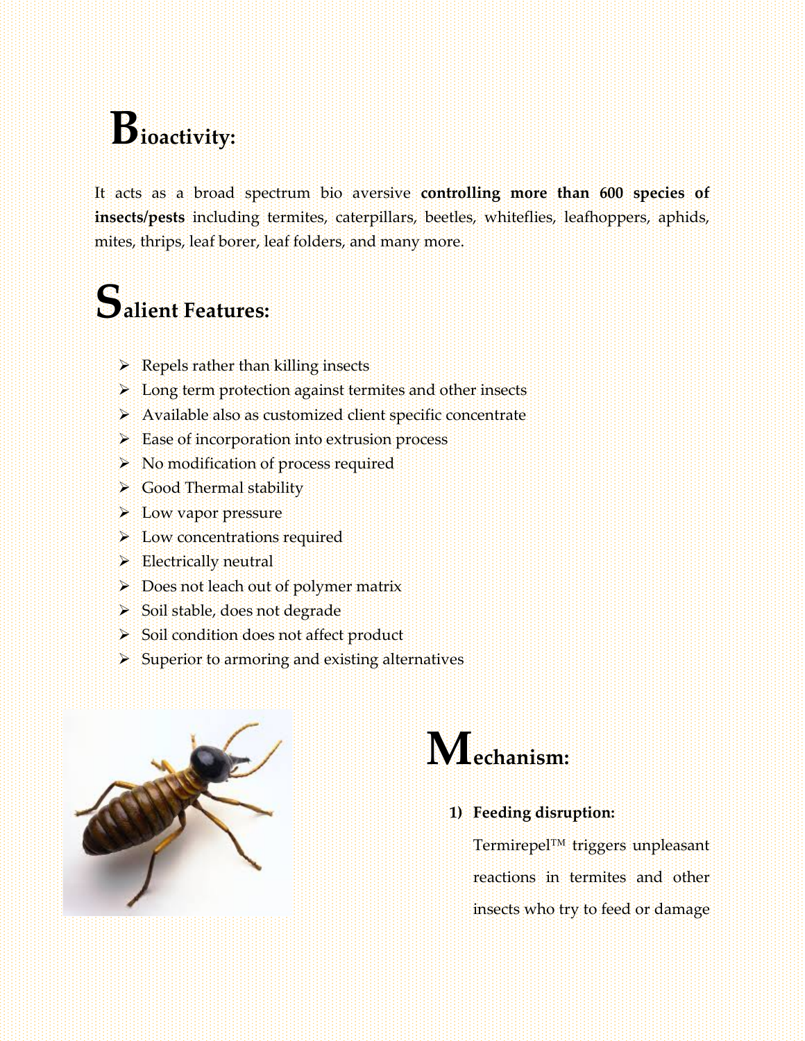# Bioactivity:

It acts as a broad spectrum bio aversive **controlling more than 600 species of insects/pests** including termites, caterpillars, beetles, whiteflies, leafhoppers, aphids, mites, thrips, leaf borer, leaf folders, and many more.

# Salient Features:

- Repels rather than killing insects
- Long term protection against termites and other insects
- Available also as customized client specific concentrate
- Ease of incorporation into extrusion process
- No modification of process required
- Good Thermal stability
- Low vapor pressure
- Low concentrations required
- Electrically neutral
- Does not leach out of polymer matrix
- Soil stable, does not degrade
- Soil condition does not affect product
- Superior to armoring and existing alternatives

# Mechanism:

1) **Feeding disruption:**

   Termirepel™ triggers unpleasant reactions in termites and other insects who try to feed or damage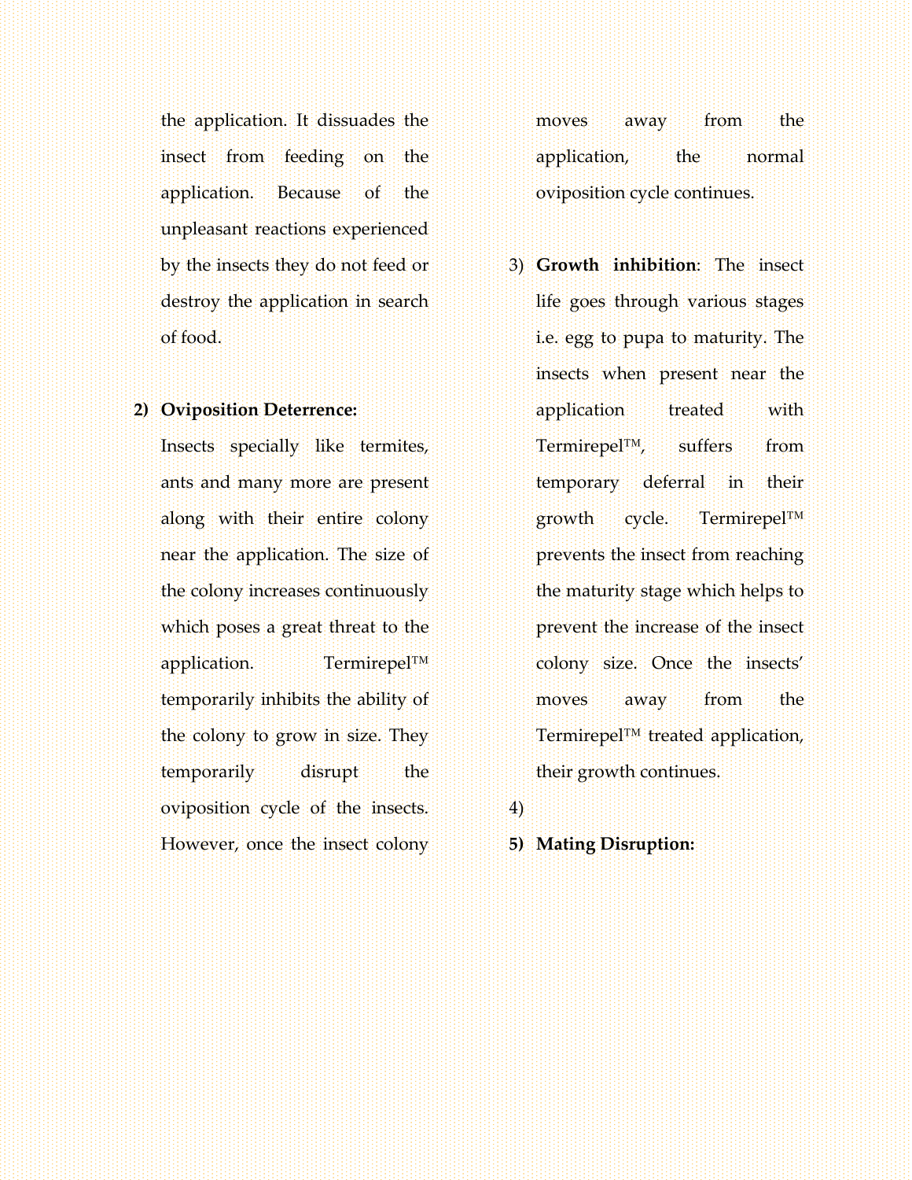the application. It dissuades the insect from feeding on the application. Because of the unpleasant reactions experienced by the insects they do not feed or destroy the application in search of food.

2) **Oviposition Deterrence:**
   Insects specially like termites, ants and many more are present along with their entire colony near the application. The size of the colony increases continuously which poses a great threat to the application. Termirepel™ temporarily inhibits the ability of the colony to grow in size. They temporarily disrupt the oviposition cycle of the insects. However, once the insect colony moves away from the application, the normal oviposition cycle continues.

3) **Growth inhibition**: The insect life goes through various stages i.e. egg to pupa to maturity. The insects when present near the application treated with Termirepel™, suffers from temporary deferral in their growth cycle. Termirepel™ prevents the insect from reaching the maturity stage which helps to prevent the increase of the insect colony size. Once the insects' moves away from the Termirepel™ treated application, their growth continues.

4)

5) **Mating Disruption:**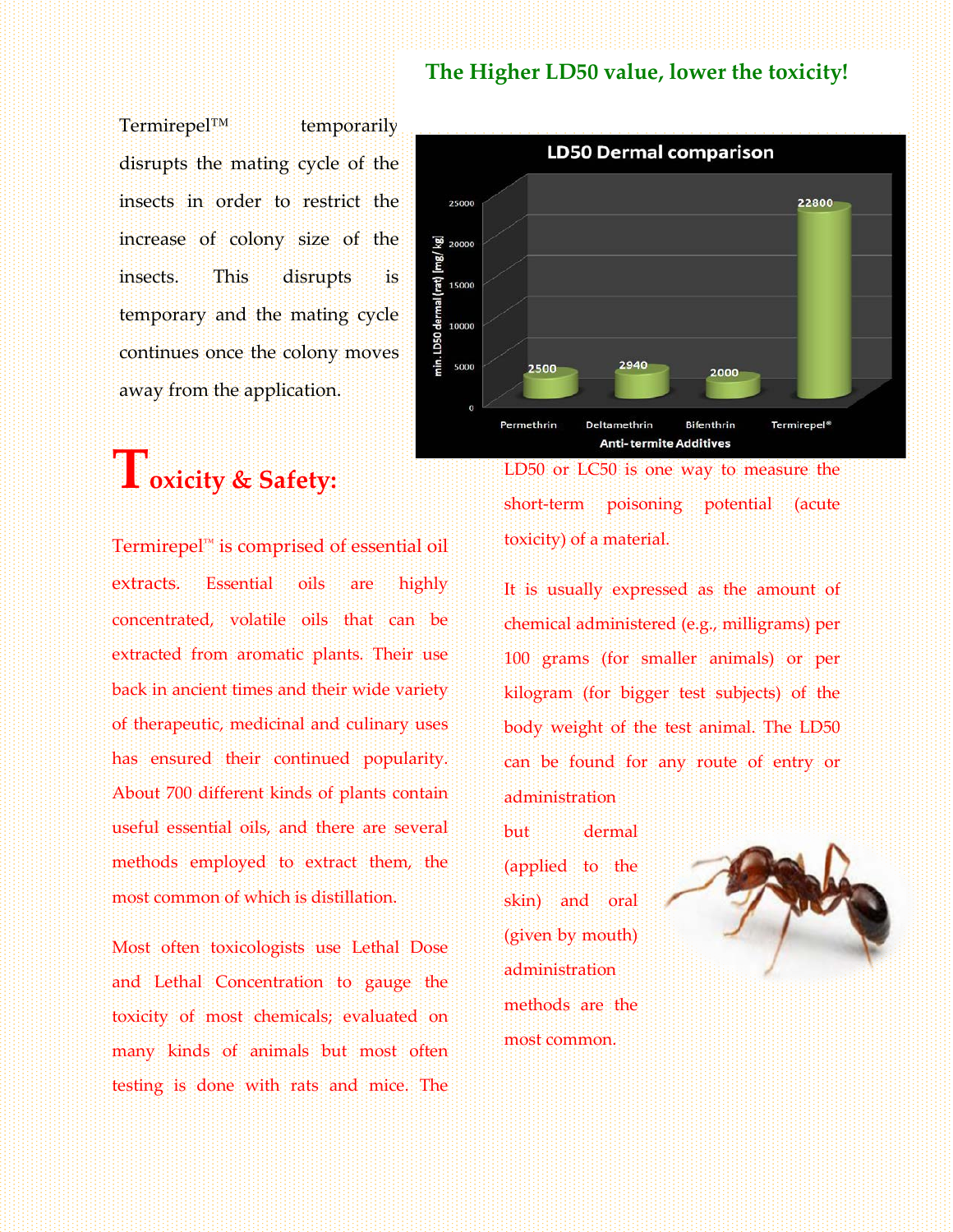## The Higher LD50 value, lower the toxicity!

Termirepel™ temporarily disrupts the mating cycle of the insects in order to restrict the increase of colony size of the insects. This disrupts is temporary and the mating cycle continues once the colony moves away from the application.

**LD50 Dermal comparison**

| Anti-termite Additives | min. LD50 dermal (rat) [mg/kg] |
|---|---|
| Permethrin | 2500 |
| Deltamethrin | 2940 |
| Bifenthrin | 2000 |
| Termirepel® | 22800 |

# Toxicity & Safety:

Termirepel™ is comprised of essential oil extracts. Essential oils are highly concentrated, volatile oils that can be extracted from aromatic plants. Their use back in ancient times and their wide variety of therapeutic, medicinal and culinary uses has ensured their continued popularity. About 700 different kinds of plants contain useful essential oils, and there are several methods employed to extract them, the most common of which is distillation.

Most often toxicologists use Lethal Dose and Lethal Concentration to gauge the toxicity of most chemicals; evaluated on many kinds of animals but most often testing is done with rats and mice. The LD50 or LC50 is one way to measure the short-term poisoning potential (acute toxicity) of a material.

It is usually expressed as the amount of chemical administered (e.g., milligrams) per 100 grams (for smaller animals) or per kilogram (for bigger test subjects) of the body weight of the test animal. The LD50 can be found for any route of entry or administration but dermal (applied to the skin) and oral (given by mouth) administration methods are the most common.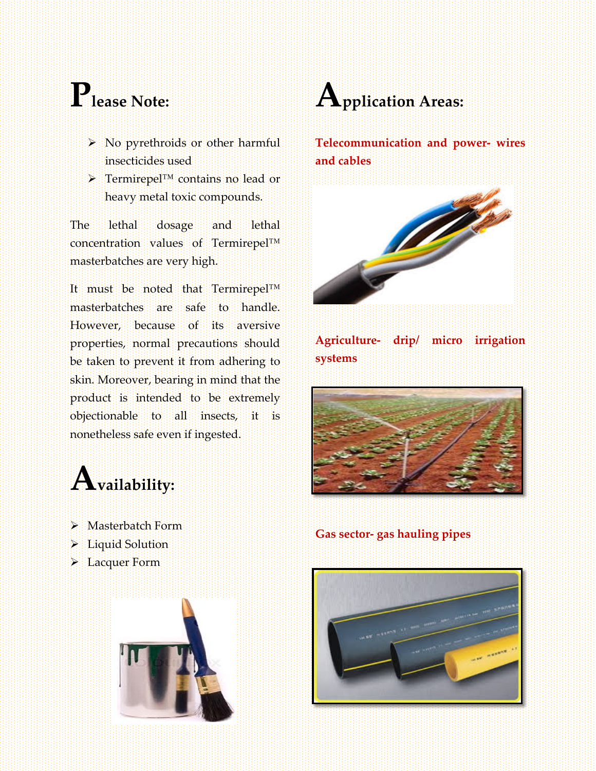## Please Note:

- No pyrethroids or other harmful insecticides used
- Termirepel™ contains no lead or heavy metal toxic compounds.

The lethal dosage and lethal concentration values of Termirepel™ masterbatches are very high.

It must be noted that Termirepel™ masterbatches are safe to handle. However, because of its aversive properties, normal precautions should be taken to prevent it from adhering to skin. Moreover, bearing in mind that the product is intended to be extremely objectionable to all insects, it is nonetheless safe even if ingested.

## Availability:

- Masterbatch Form
- Liquid Solution
- Lacquer Form

## Application Areas:

**Telecommunication and power- wires and cables**

**Agriculture- drip/ micro irrigation systems**

**Gas sector- gas hauling pipes**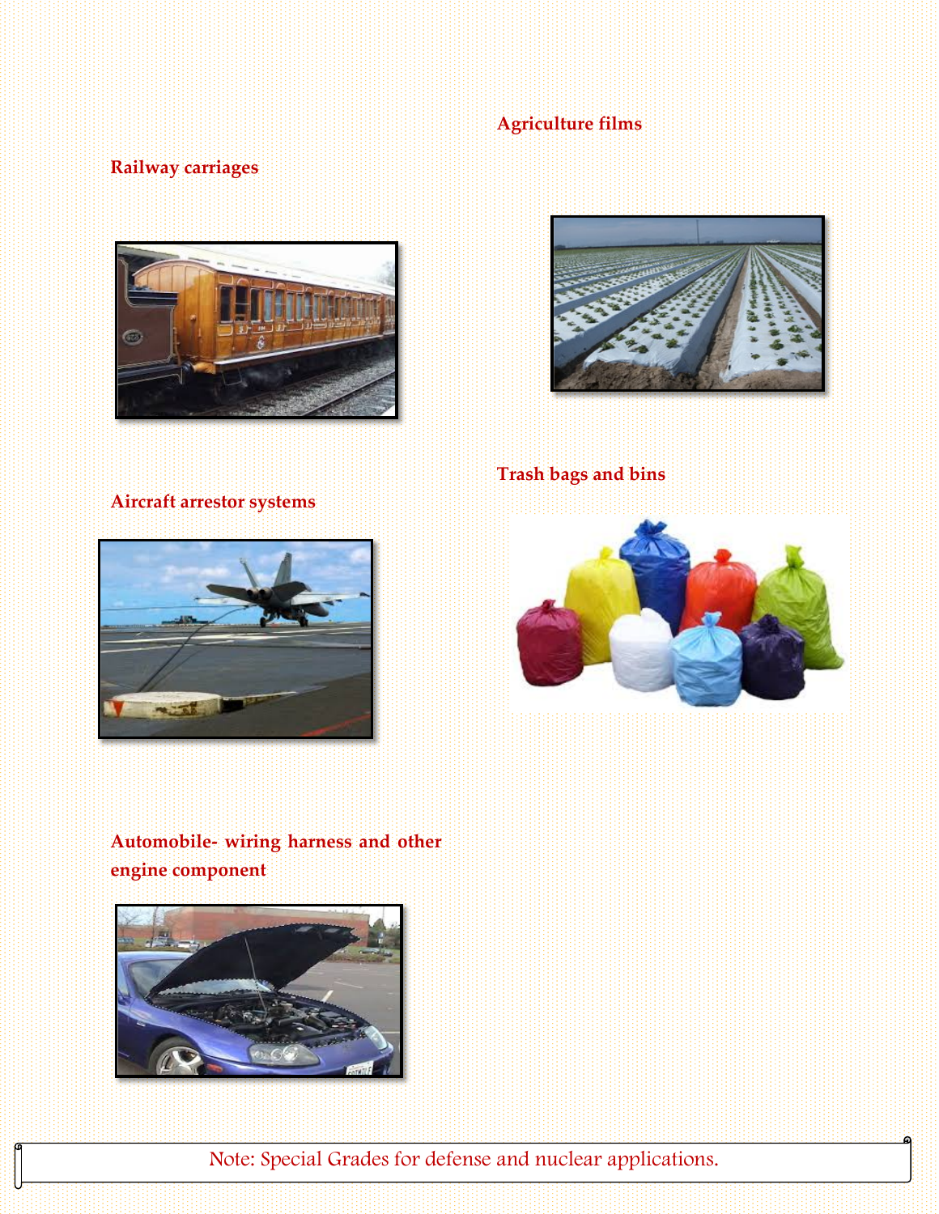**Railway carriages**

**Agriculture films**

**Aircraft arrestor systems**

**Trash bags and bins**

**Automobile- wiring harness and other engine component**

Note: Special Grades for defense and nuclear applications.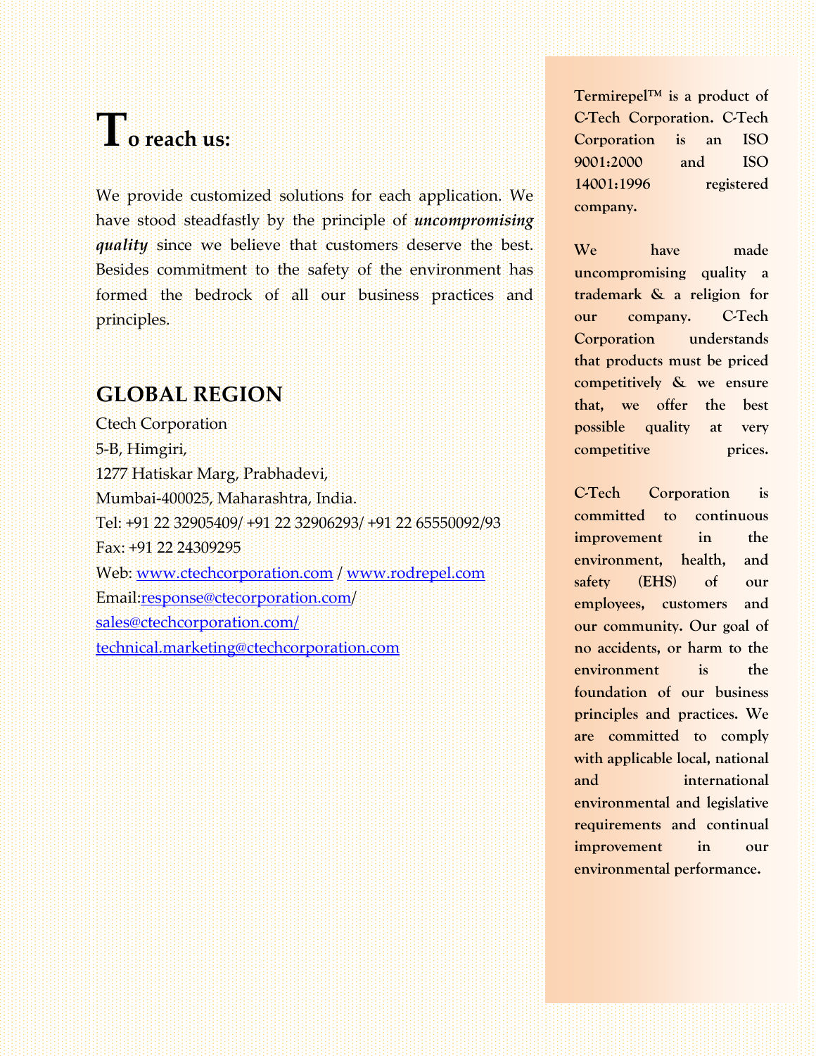# To reach us:

We provide customized solutions for each application. We have stood steadfastly by the principle of ***uncompromising quality*** since we believe that customers deserve the best. Besides commitment to the safety of the environment has formed the bedrock of all our business practices and principles.

## GLOBAL REGION

Ctech Corporation
5-B, Himgiri,
1277 Hatiskar Marg, Prabhadevi,
Mumbai-400025, Maharashtra, India.
Tel: +91 22 32905409/ +91 22 32906293/ +91 22 65550092/93
Fax: +91 22 24309295
Web: www.ctechcorporation.com / www.rodrepel.com
Email:response@ctecorporation.com/
sales@ctechcorporation.com/
technical.marketing@ctechcorporation.com

**Termirepel™ is a product of C-Tech Corporation. C-Tech Corporation is an ISO 9001:2000 and ISO 14001:1996 registered company.**

**We have made uncompromising quality a trademark & a religion for our company. C-Tech Corporation understands that products must be priced competitively & we ensure that, we offer the best possible quality at very competitive prices.**

**C-Tech Corporation is committed to continuous improvement in the environment, health, and safety (EHS) of our employees, customers and our community. Our goal of no accidents, or harm to the environment is the foundation of our business principles and practices. We are committed to comply with applicable local, national and international environmental and legislative requirements and continual improvement in our environmental performance.**